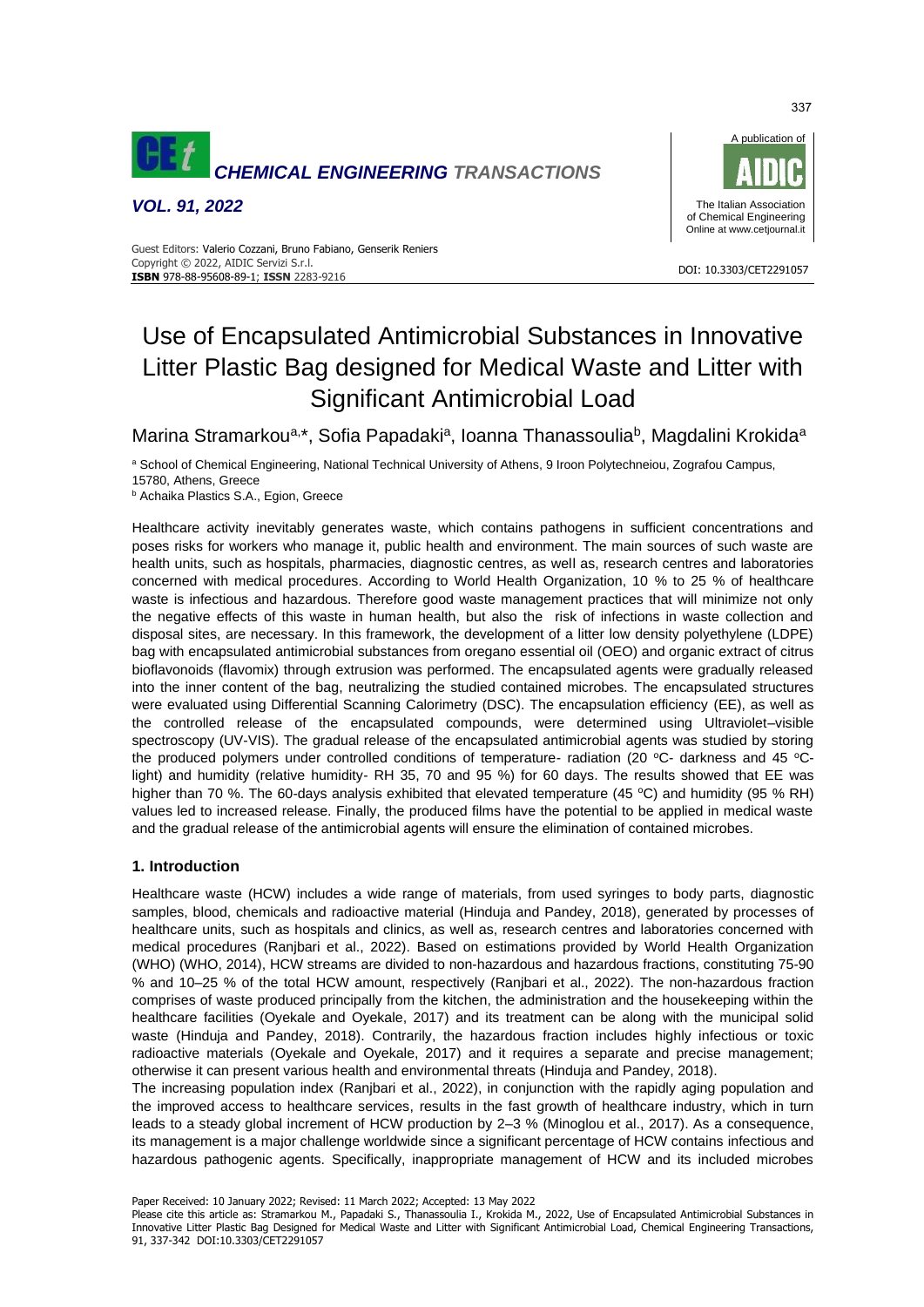# Use of Encapsulated Antimicrobial Substances in Innovative Litter Plastic Bag designed for Medical Waste and Litter with Significant Antimicrobial Load

Marina Stramarkou[a,*], Sofia Papadaki[a], Ioanna Thanassoulia[b], Magdalini Krokida[a]

[a] School of Chemical Engineering, National Technical University of Athens, 9 Iroon Polytechneiou, Zografou Campus, 15780, Athens, Greece

[b] Achaika Plastics S.A., Egion, Greece

Healthcare activity inevitably generates waste, which contains pathogens in sufficient concentrations and poses risks for workers who manage it, public health and environment. The main sources of such waste are health units, such as hospitals, pharmacies, diagnostic centres, as well as, research centres and laboratories concerned with medical procedures. According to World Health Organization, 10 % to 25 % of healthcare waste is infectious and hazardous. Therefore good waste management practices that will minimize not only the negative effects of this waste in human health, but also the risk of infections in waste collection and disposal sites, are necessary. In this framework, the development of a litter low density polyethylene (LDPE) bag with encapsulated antimicrobial substances from oregano essential oil (OEO) and organic extract of citrus bioflavonoids (flavomix) through extrusion was performed. The encapsulated agents were gradually released into the inner content of the bag, neutralizing the studied contained microbes. The encapsulated structures were evaluated using Differential Scanning Calorimetry (DSC). The encapsulation efficiency (EE), as well as the controlled release of the encapsulated compounds, were determined using Ultraviolet–visible spectroscopy (UV-VIS). The gradual release of the encapsulated antimicrobial agents was studied by storing the produced polymers under controlled conditions of temperature- radiation (20 °C- darkness and 45 °C- light) and humidity (relative humidity- RH 35, 70 and 95 %) for 60 days. The results showed that EE was higher than 70 %. The 60-days analysis exhibited that elevated temperature (45 °C) and humidity (95 % RH) values led to increased release. Finally, the produced films have the potential to be applied in medical waste and the gradual release of the antimicrobial agents will ensure the elimination of contained microbes.

## 1. Introduction

Healthcare waste (HCW) includes a wide range of materials, from used syringes to body parts, diagnostic samples, blood, chemicals and radioactive material (Hinduja and Pandey, 2018), generated by processes of healthcare units, such as hospitals and clinics, as well as, research centres and laboratories concerned with medical procedures (Ranjbari et al., 2022). Based on estimations provided by World Health Organization (WHO) (WHO, 2014), HCW streams are divided to non-hazardous and hazardous fractions, constituting 75-90 % and 10–25 % of the total HCW amount, respectively (Ranjbari et al., 2022). The non-hazardous fraction comprises of waste produced principally from the kitchen, the administration and the housekeeping within the healthcare facilities (Oyekale and Oyekale, 2017) and its treatment can be along with the municipal solid waste (Hinduja and Pandey, 2018). Contrarily, the hazardous fraction includes highly infectious or toxic radioactive materials (Oyekale and Oyekale, 2017) and it requires a separate and precise management; otherwise it can present various health and environmental threats (Hinduja and Pandey, 2018).

The increasing population index (Ranjbari et al., 2022), in conjunction with the rapidly aging population and the improved access to healthcare services, results in the fast growth of healthcare industry, which in turn leads to a steady global increment of HCW production by 2–3 % (Minoglou et al., 2017). As a consequence, its management is a major challenge worldwide since a significant percentage of HCW contains infectious and hazardous pathogenic agents. Specifically, inappropriate management of HCW and its included microbes

Paper Received: 10 January 2022; Revised: 11 March 2022; Accepted: 13 May 2022

Please cite this article as: Stramarkou M., Papadaki S., Thanassoulia I., Krokida M., 2022, Use of Encapsulated Antimicrobial Substances in Innovative Litter Plastic Bag Designed for Medical Waste and Litter with Significant Antimicrobial Load, Chemical Engineering Transactions, 91, 337-342 DOI:10.3303/CET2291057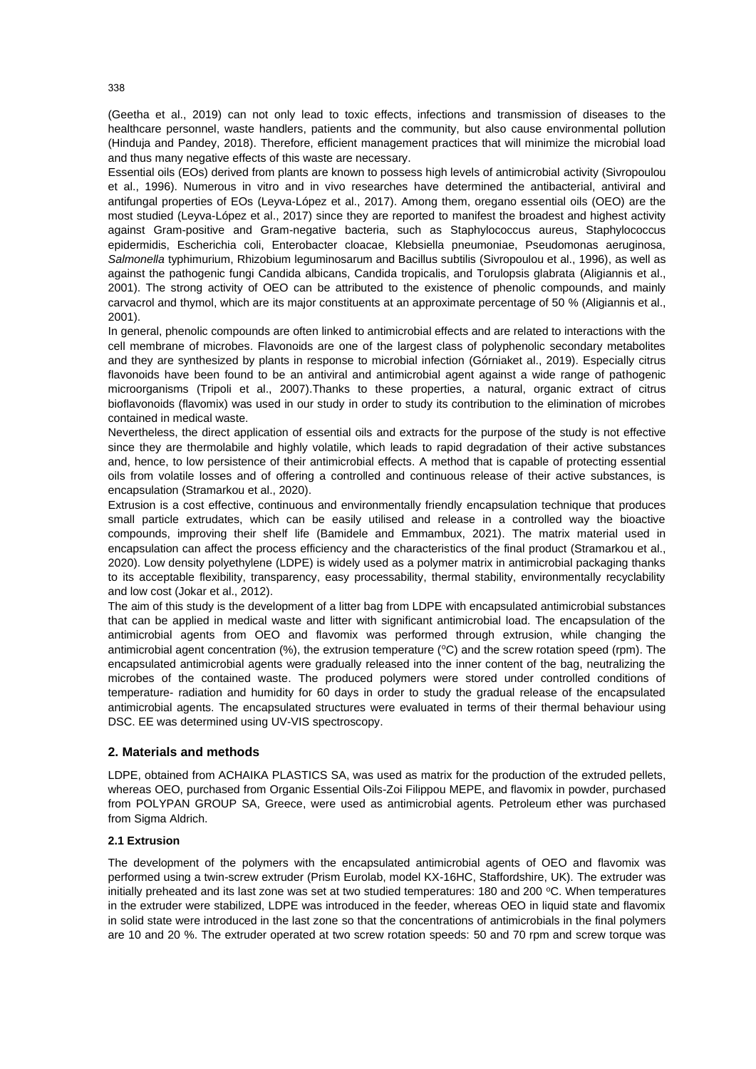(Geetha et al., 2019) can not only lead to toxic effects, infections and transmission of diseases to the healthcare personnel, waste handlers, patients and the community, but also cause environmental pollution (Hinduja and Pandey, 2018). Therefore, efficient management practices that will minimize the microbial load and thus many negative effects of this waste are necessary.

Essential oils (EOs) derived from plants are known to possess high levels of antimicrobial activity (Sivropoulou et al., 1996). Numerous in vitro and in vivo researches have determined the antibacterial, antiviral and antifungal properties of EOs (Leyva-López et al., 2017). Among them, oregano essential oils (OEO) are the most studied (Leyva-López et al., 2017) since they are reported to manifest the broadest and highest activity against Gram-positive and Gram-negative bacteria, such as Staphylococcus aureus, Staphylococcus epidermidis, Escherichia coli, Enterobacter cloacae, Klebsiella pneumoniae, Pseudomonas aeruginosa, *Salmonella* typhimurium, Rhizobium leguminosarum and Bacillus subtilis (Sivropoulou et al., 1996), as well as against the pathogenic fungi Candida albicans, Candida tropicalis, and Torulopsis glabrata (Aligiannis et al., 2001). The strong activity of OEO can be attributed to the existence of phenolic compounds, and mainly carvacrol and thymol, which are its major constituents at an approximate percentage of 50 % (Aligiannis et al., 2001).

In general, phenolic compounds are often linked to antimicrobial effects and are related to interactions with the cell membrane of microbes. Flavonoids are one of the largest class of polyphenolic secondary metabolites and they are synthesized by plants in response to microbial infection (Górniaket al., 2019). Especially citrus flavonoids have been found to be an antiviral and antimicrobial agent against a wide range of pathogenic microorganisms (Tripoli et al., 2007).Thanks to these properties, a natural, organic extract of citrus bioflavonoids (flavomix) was used in our study in order to study its contribution to the elimination of microbes contained in medical waste.

Nevertheless, the direct application of essential oils and extracts for the purpose of the study is not effective since they are thermolabile and highly volatile, which leads to rapid degradation of their active substances and, hence, to low persistence of their antimicrobial effects. A method that is capable of protecting essential oils from volatile losses and of offering a controlled and continuous release of their active substances, is encapsulation (Stramarkou et al., 2020).

Extrusion is a cost effective, continuous and environmentally friendly encapsulation technique that produces small particle extrudates, which can be easily utilised and release in a controlled way the bioactive compounds, improving their shelf life (Bamidele and Emmambux, 2021). The matrix material used in encapsulation can affect the process efficiency and the characteristics of the final product (Stramarkou et al., 2020). Low density polyethylene (LDPE) is widely used as a polymer matrix in antimicrobial packaging thanks to its acceptable flexibility, transparency, easy processability, thermal stability, environmentally recyclability and low cost (Jokar et al., 2012).

The aim of this study is the development of a litter bag from LDPE with encapsulated antimicrobial substances that can be applied in medical waste and litter with significant antimicrobial load. The encapsulation of the antimicrobial agents from OEO and flavomix was performed through extrusion, while changing the antimicrobial agent concentration (%), the extrusion temperature (°C) and the screw rotation speed (rpm). The encapsulated antimicrobial agents were gradually released into the inner content of the bag, neutralizing the microbes of the contained waste. The produced polymers were stored under controlled conditions of temperature- radiation and humidity for 60 days in order to study the gradual release of the encapsulated antimicrobial agents. The encapsulated structures were evaluated in terms of their thermal behaviour using DSC. EE was determined using UV-VIS spectroscopy.

## 2. Materials and methods

LDPE, obtained from ACHAIKA PLASTICS SA, was used as matrix for the production of the extruded pellets, whereas OEO, purchased from Organic Essential Oils-Zoi Filippou MEPE, and flavomix in powder, purchased from POLYPAN GROUP SA, Greece, were used as antimicrobial agents. Petroleum ether was purchased from Sigma Aldrich.

### 2.1 Extrusion

The development of the polymers with the encapsulated antimicrobial agents of OEO and flavomix was performed using a twin-screw extruder (Prism Eurolab, model KX-16HC, Staffordshire, UK). The extruder was initially preheated and its last zone was set at two studied temperatures: 180 and 200 °C. When temperatures in the extruder were stabilized, LDPE was introduced in the feeder, whereas OEO in liquid state and flavomix in solid state were introduced in the last zone so that the concentrations of antimicrobials in the final polymers are 10 and 20 %. The extruder operated at two screw rotation speeds: 50 and 70 rpm and screw torque was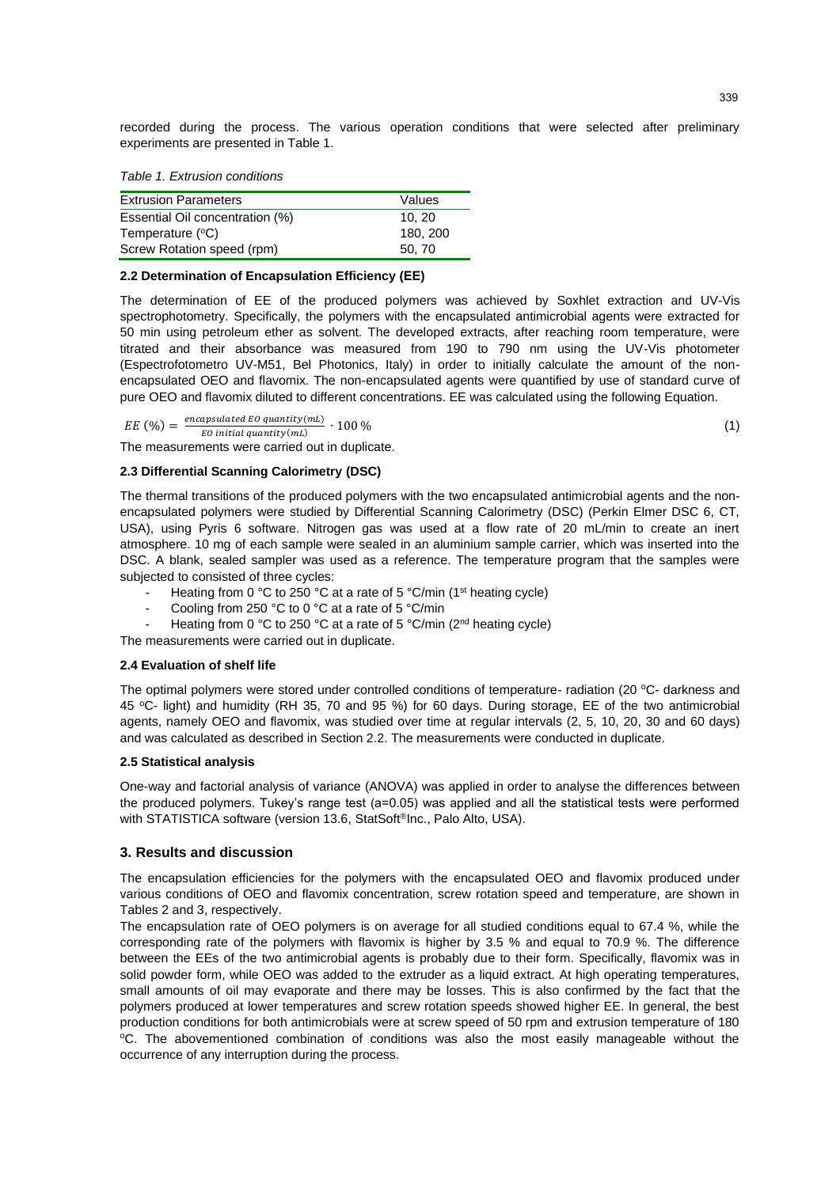recorded during the process. The various operation conditions that were selected after preliminary experiments are presented in Table 1.

*Table 1. Extrusion conditions*

| Extrusion Parameters | Values |
|---|---|
| Essential Oil concentration (%) | 10, 20 |
| Temperature (°C) | 180, 200 |
| Screw Rotation speed (rpm) | 50, 70 |

### 2.2 Determination of Encapsulation Efficiency (EE)

The determination of EE of the produced polymers was achieved by Soxhlet extraction and UV-Vis spectrophotometry. Specifically, the polymers with the encapsulated antimicrobial agents were extracted for 50 min using petroleum ether as solvent. The developed extracts, after reaching room temperature, were titrated and their absorbance was measured from 190 to 790 nm using the UV-Vis photometer (Espectrofotometro UV-M51, Bel Photonics, Italy) in order to initially calculate the amount of the non-encapsulated OEO and flavomix. The non-encapsulated agents were quantified by use of standard curve of pure OEO and flavomix diluted to different concentrations. EE was calculated using the following Equation.

$$EE\ (\%) = \frac{encapsulated\ EO\ quantity(mL)}{EO\ initial\ quantity(mL)} \cdot 100\,\% \qquad (1)$$

The measurements were carried out in duplicate.

### 2.3 Differential Scanning Calorimetry (DSC)

The thermal transitions of the produced polymers with the two encapsulated antimicrobial agents and the non-encapsulated polymers were studied by Differential Scanning Calorimetry (DSC) (Perkin Elmer DSC 6, CT, USA), using Pyris 6 software. Nitrogen gas was used at a flow rate of 20 mL/min to create an inert atmosphere. 10 mg of each sample were sealed in an aluminium sample carrier, which was inserted into the DSC. A blank, sealed sampler was used as a reference. The temperature program that the samples were subjected to consisted of three cycles:

- Heating from 0 °C to 250 °C at a rate of 5 °C/min (1st heating cycle)
- Cooling from 250 °C to 0 °C at a rate of 5 °C/min
- Heating from 0 °C to 250 °C at a rate of 5 °C/min (2nd heating cycle)

The measurements were carried out in duplicate.

### 2.4 Evaluation of shelf life

The optimal polymers were stored under controlled conditions of temperature- radiation (20 °C- darkness and 45 °C- light) and humidity (RH 35, 70 and 95 %) for 60 days. During storage, EE of the two antimicrobial agents, namely OEO and flavomix, was studied over time at regular intervals (2, 5, 10, 20, 30 and 60 days) and was calculated as described in Section 2.2. The measurements were conducted in duplicate.

### 2.5 Statistical analysis

One-way and factorial analysis of variance (ANOVA) was applied in order to analyse the differences between the produced polymers. Tukey's range test (a=0.05) was applied and all the statistical tests were performed with STATISTICA software (version 13.6, StatSoft®Inc., Palo Alto, USA).

## 3. Results and discussion

The encapsulation efficiencies for the polymers with the encapsulated OEO and flavomix produced under various conditions of OEO and flavomix concentration, screw rotation speed and temperature, are shown in Tables 2 and 3, respectively.

The encapsulation rate of OEO polymers is on average for all studied conditions equal to 67.4 %, while the corresponding rate of the polymers with flavomix is higher by 3.5 % and equal to 70.9 %. The difference between the EEs of the two antimicrobial agents is probably due to their form. Specifically, flavomix was in solid powder form, while OEO was added to the extruder as a liquid extract. At high operating temperatures, small amounts of oil may evaporate and there may be losses. This is also confirmed by the fact that the polymers produced at lower temperatures and screw rotation speeds showed higher EE. In general, the best production conditions for both antimicrobials were at screw speed of 50 rpm and extrusion temperature of 180 °C. The abovementioned combination of conditions was also the most easily manageable without the occurrence of any interruption during the process.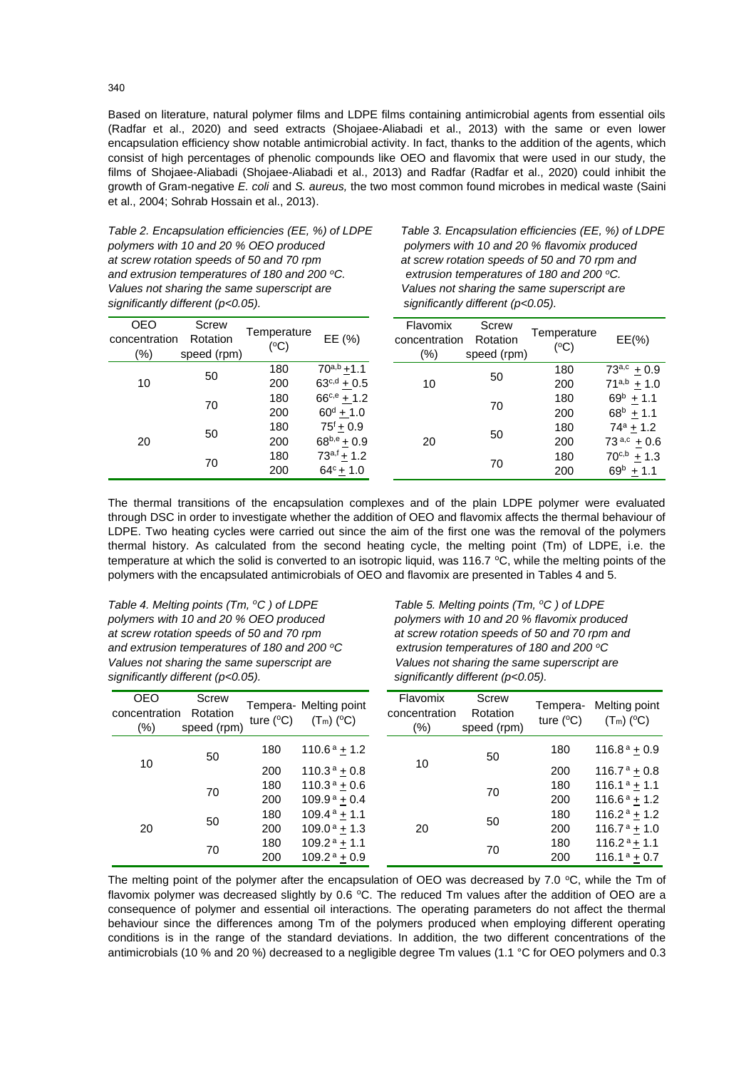Based on literature, natural polymer films and LDPE films containing antimicrobial agents from essential oils (Radfar et al., 2020) and seed extracts (Shojaee-Aliabadi et al., 2013) with the same or even lower encapsulation efficiency show notable antimicrobial activity. In fact, thanks to the addition of the agents, which consist of high percentages of phenolic compounds like OEO and flavomix that were used in our study, the films of Shojaee-Aliabadi (Shojaee-Aliabadi et al., 2013) and Radfar (Radfar et al., 2020) could inhibit the growth of Gram-negative *E. coli* and *S. aureus,* the two most common found microbes in medical waste (Saini et al., 2004; Sohrab Hossain et al., 2013).

*Table 2. Encapsulation efficiencies (EE, %) of LDPE polymers with 10 and 20 % OEO produced at screw rotation speeds of 50 and 70 rpm and extrusion temperatures of 180 and 200 °C. Values not sharing the same superscript are significantly different (p<0.05).*

| OEO concentration (%) | Screw Rotation speed (rpm) | Temperature (°C) | EE (%) |
|---|---|---|---|
| 10 | 50 | 180 | $70^{a,b} \pm 1.1$ |
| | | 200 | $63^{c,d} \pm 0.5$ |
| | 70 | 180 | $66^{c,e} \pm 1.2$ |
| | | 200 | $60^{d} \pm 1.0$ |
| 20 | 50 | 180 | $75^{f} \pm 0.9$ |
| | | 200 | $68^{b,e} \pm 0.9$ |
| | 70 | 180 | $73^{a,f} \pm 1.2$ |
| | | 200 | $64^{c} \pm 1.0$ |

*Table 3. Encapsulation efficiencies (EE, %) of LDPE polymers with 10 and 20 % flavomix produced at screw rotation speeds of 50 and 70 rpm and extrusion temperatures of 180 and 200 °C. Values not sharing the same superscript are significantly different (p<0.05).*

| Flavomix concentration (%) | Screw Rotation speed (rpm) | Temperature (°C) | EE(%) |
|---|---|---|---|
| 10 | 50 | 180 | $73^{a,c} \pm 0.9$ |
| | | 200 | $71^{a,b} \pm 1.0$ |
| | 70 | 180 | $69^{b} \pm 1.1$ |
| | | 200 | $68^{b} \pm 1.1$ |
| 20 | 50 | 180 | $74^{a} \pm 1.2$ |
| | | 200 | $73^{a,c} \pm 0.6$ |
| | 70 | 180 | $70^{c,b} \pm 1.3$ |
| | | 200 | $69^{b} \pm 1.1$ |

The thermal transitions of the encapsulation complexes and of the plain LDPE polymer were evaluated through DSC in order to investigate whether the addition of OEO and flavomix affects the thermal behaviour of LDPE. Two heating cycles were carried out since the aim of the first one was the removal of the polymers thermal history. As calculated from the second heating cycle, the melting point (Tm) of LDPE, i.e. the temperature at which the solid is converted to an isotropic liquid, was 116.7 ºC, while the melting points of the polymers with the encapsulated antimicrobials of OEO and flavomix are presented in Tables 4 and 5.

*Table 4. Melting points (Tm, °C ) of LDPE polymers with 10 and 20 % OEO produced at screw rotation speeds of 50 and 70 rpm and extrusion temperatures of 180 and 200 °C Values not sharing the same superscript are significantly different (p<0.05).*

| OEO concentration (%) | Screw Rotation speed (rpm) | Temperature (°C) | Melting point ($T_m$) (°C) |
|---|---|---|---|
| 10 | 50 | 180 | $110.6^{a} \pm 1.2$ |
| | | 200 | $110.3^{a} \pm 0.8$ |
| | 70 | 180 | $110.3^{a} \pm 0.6$ |
| | | 200 | $109.9^{a} \pm 0.4$ |
| 20 | 50 | 180 | $109.4^{a} \pm 1.1$ |
| | | 200 | $109.0^{a} \pm 1.3$ |
| | 70 | 180 | $109.2^{a} \pm 1.1$ |
| | | 200 | $109.2^{a} \pm 0.9$ |

*Table 5. Melting points (Tm, °C ) of LDPE polymers with 10 and 20 % flavomix produced at screw rotation speeds of 50 and 70 rpm and extrusion temperatures of 180 and 200 °C Values not sharing the same superscript are significantly different (p<0.05).*

| Flavomix concentration (%) | Screw Rotation speed (rpm) | Temperature (°C) | Melting point ($T_m$) (°C) |
|---|---|---|---|
| 10 | 50 | 180 | $116.8^{a} \pm 0.9$ |
| | | 200 | $116.7^{a} \pm 0.8$ |
| | 70 | 180 | $116.1^{a} \pm 1.1$ |
| | | 200 | $116.6^{a} \pm 1.2$ |
| 20 | 50 | 180 | $116.2^{a} \pm 1.2$ |
| | | 200 | $116.7^{a} \pm 1.0$ |
| | 70 | 180 | $116.2^{a} \pm 1.1$ |
| | | 200 | $116.1^{a} \pm 0.7$ |

The melting point of the polymer after the encapsulation of OEO was decreased by 7.0 °C, while the Tm of flavomix polymer was decreased slightly by 0.6 °C. The reduced Tm values after the addition of OEO are a consequence of polymer and essential oil interactions. The operating parameters do not affect the thermal behaviour since the differences among Tm of the polymers produced when employing different operating conditions is in the range of the standard deviations. In addition, the two different concentrations of the antimicrobials (10 % and 20 %) decreased to a negligible degree Tm values (1.1 °C for OEO polymers and 0.3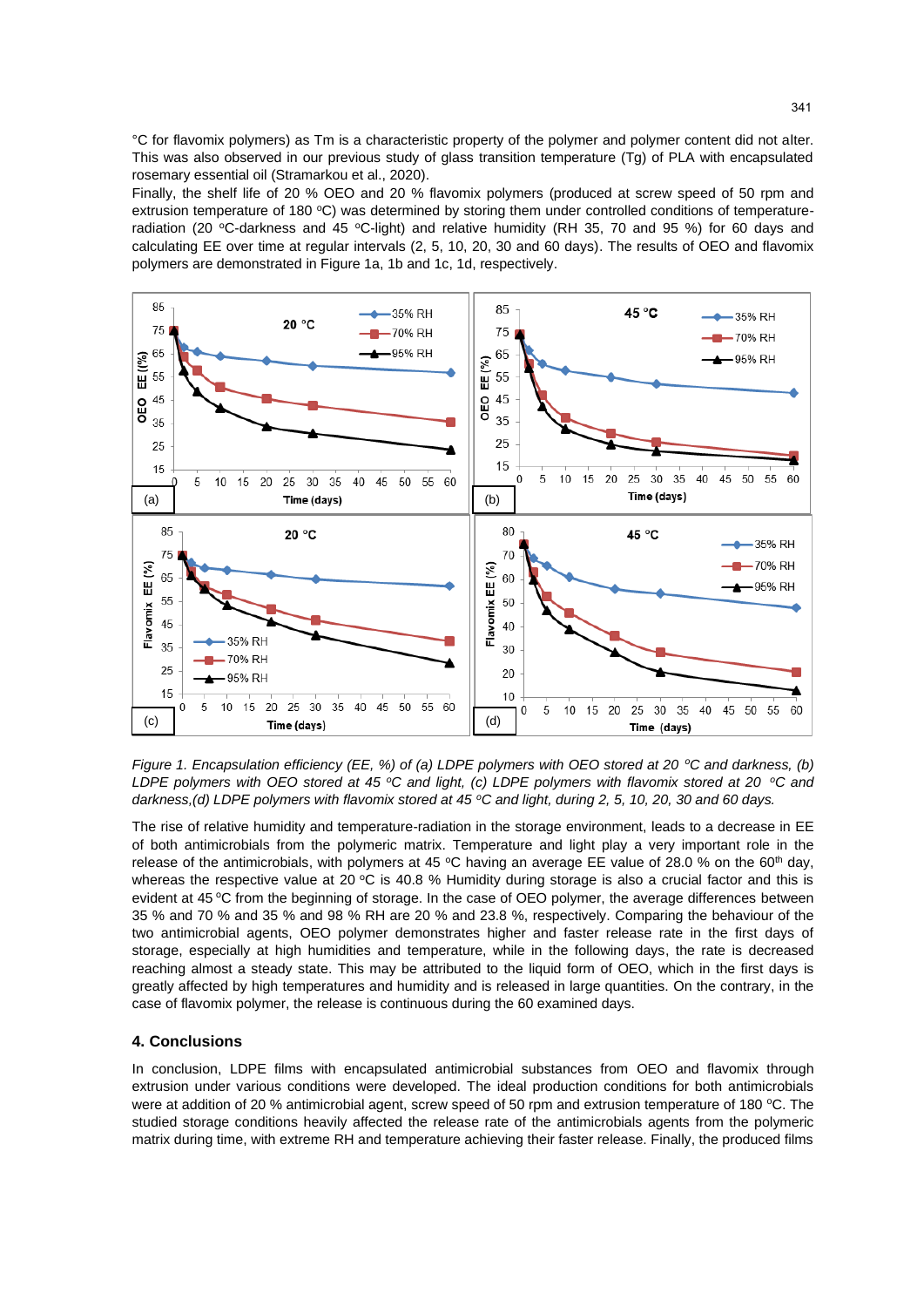°C for flavomix polymers) as Tm is a characteristic property of the polymer and polymer content did not alter. This was also observed in our previous study of glass transition temperature (Tg) of PLA with encapsulated rosemary essential oil (Stramarkou et al., 2020).

Finally, the shelf life of 20 % OEO and 20 % flavomix polymers (produced at screw speed of 50 rpm and extrusion temperature of 180 °C) was determined by storing them under controlled conditions of temperature-radiation (20 °C-darkness and 45 °C-light) and relative humidity (RH 35, 70 and 95 %) for 60 days and calculating EE over time at regular intervals (2, 5, 10, 20, 30 and 60 days). The results of OEO and flavomix polymers are demonstrated in Figure 1a, 1b and 1c, 1d, respectively.

*Figure 1. Encapsulation efficiency (EE, %) of (a) LDPE polymers with OEO stored at 20 °C and darkness, (b) LDPE polymers with OEO stored at 45 °C and light, (c) LDPE polymers with flavomix stored at 20 °C and darkness,(d) LDPE polymers with flavomix stored at 45 °C and light, during 2, 5, 10, 20, 30 and 60 days.*

The rise of relative humidity and temperature-radiation in the storage environment, leads to a decrease in EE of both antimicrobials from the polymeric matrix. Temperature and light play a very important role in the release of the antimicrobials, with polymers at 45 °C having an average EE value of 28.0 % on the 60th day, whereas the respective value at 20 °C is 40.8 % Humidity during storage is also a crucial factor and this is evident at 45 °C from the beginning of storage. In the case of OEO polymer, the average differences between 35 % and 70 % and 35 % and 98 % RH are 20 % and 23.8 %, respectively. Comparing the behaviour of the two antimicrobial agents, OEO polymer demonstrates higher and faster release rate in the first days of storage, especially at high humidities and temperature, while in the following days, the rate is decreased reaching almost a steady state. This may be attributed to the liquid form of OEO, which in the first days is greatly affected by high temperatures and humidity and is released in large quantities. On the contrary, in the case of flavomix polymer, the release is continuous during the 60 examined days.

## 4. Conclusions

In conclusion, LDPE films with encapsulated antimicrobial substances from OEO and flavomix through extrusion under various conditions were developed. The ideal production conditions for both antimicrobials were at addition of 20 % antimicrobial agent, screw speed of 50 rpm and extrusion temperature of 180 °C. The studied storage conditions heavily affected the release rate of the antimicrobials agents from the polymeric matrix during time, with extreme RH and temperature achieving their faster release. Finally, the produced films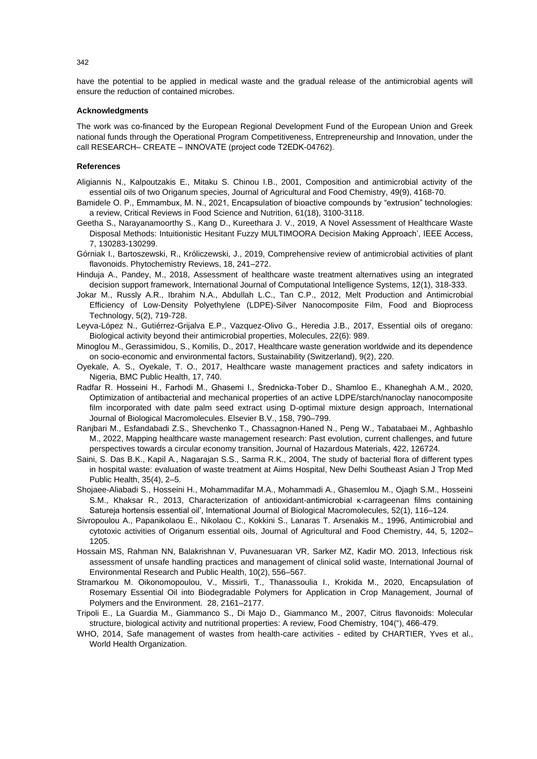have the potential to be applied in medical waste and the gradual release of the antimicrobial agents will ensure the reduction of contained microbes.

### Acknowledgments

The work was co-financed by the European Regional Development Fund of the European Union and Greek national funds through the Operational Program Competitiveness, Entrepreneurship and Innovation, under the call RESEARCH– CREATE – INNOVATE (project code T2EDK-04762).

### References

Aligiannis N., Kalpoutzakis E., Mitaku S. Chinou I.B., 2001, Composition and antimicrobial activity of the essential oils of two Origanum species, Journal of Agricultural and Food Chemistry, 49(9), 4168-70.

Bamidele O. P., Emmambux, M. N., 2021, Encapsulation of bioactive compounds by "extrusion" technologies: a review, Critical Reviews in Food Science and Nutrition, 61(18), 3100-3118.

Geetha S., Narayanamoorthy S., Kang D., Kureethara J. V., 2019, A Novel Assessment of Healthcare Waste Disposal Methods: Intuitionistic Hesitant Fuzzy MULTIMOORA Decision Making Approach', IEEE Access, 7, 130283-130299.

Górniak I., Bartoszewski, R., Króliczewski, J., 2019, Comprehensive review of antimicrobial activities of plant flavonoids. Phytochemistry Reviews, 18, 241–272.

Hinduja A., Pandey, M., 2018, Assessment of healthcare waste treatment alternatives using an integrated decision support framework, International Journal of Computational Intelligence Systems, 12(1), 318-333.

Jokar M., Russly A.R., Ibrahim N.A., Abdullah L.C., Tan C.P., 2012, Melt Production and Antimicrobial Efficiency of Low-Density Polyethylene (LDPE)-Silver Nanocomposite Film, Food and Bioprocess Technology, 5(2), 719-728.

Leyva-López N., Gutiérrez-Grijalva E.P., Vazquez-Olivo G., Heredia J.B., 2017, Essential oils of oregano: Biological activity beyond their antimicrobial properties, Molecules, 22(6): 989.

Minoglou M., Gerassimidou, S., Komilis, D., 2017, Healthcare waste generation worldwide and its dependence on socio-economic and environmental factors, Sustainability (Switzerland), 9(2), 220.

Oyekale, A. S., Oyekale, T. O., 2017, Healthcare waste management practices and safety indicators in Nigeria, BMC Public Health, 17, 740.

Radfar R. Hosseini H., Farhodi M., Ghasemi I., Średnicka-Tober D., Shamloo E., Khaneghah A.M., 2020, Optimization of antibacterial and mechanical properties of an active LDPE/starch/nanoclay nanocomposite film incorporated with date palm seed extract using D-optimal mixture design approach, International Journal of Biological Macromolecules. Elsevier B.V., 158, 790–799.

Ranjbari M., Esfandabadi Z.S., Shevchenko T., Chassagnon-Haned N., Peng W., Tabatabaei M., Aghbashlo M., 2022, Mapping healthcare waste management research: Past evolution, current challenges, and future perspectives towards a circular economy transition, Journal of Hazardous Materials, 422, 126724.

Saini, S. Das B.K., Kapil A., Nagarajan S.S., Sarma R.K., 2004, The study of bacterial flora of different types in hospital waste: evaluation of waste treatment at Aiims Hospital, New Delhi Southeast Asian J Trop Med Public Health, 35(4), 2–5.

Shojaee-Aliabadi S., Hosseini H., Mohammadifar M.A., Mohammadi A., Ghasemlou M., Ojagh S.M., Hosseini S.M., Khaksar R., 2013, Characterization of antioxidant-antimicrobial κ-carrageenan films containing Satureja hortensis essential oil', International Journal of Biological Macromolecules, 52(1), 116–124.

Sivropoulou A., Papanikolaou E., Nikolaou C., Kokkini S., Lanaras T. Arsenakis M., 1996, Antimicrobial and cytotoxic activities of Origanum essential oils, Journal of Agricultural and Food Chemistry, 44, 5, 1202–1205.

Hossain MS, Rahman NN, Balakrishnan V, Puvanesuaran VR, Sarker MZ, Kadir MO. 2013, Infectious risk assessment of unsafe handling practices and management of clinical solid waste, International Journal of Environmental Research and Public Health, 10(2), 556–567.

Stramarkou M. Oikonomopoulou, V., Missirli, T., Thanassoulia I., Krokida M., 2020, Encapsulation of Rosemary Essential Oil into Biodegradable Polymers for Application in Crop Management, Journal of Polymers and the Environment. 28, 2161–2177.

Tripoli E., La Guardia M., Giammanco S., Di Majo D., Giammanco M., 2007, Citrus flavonoids: Molecular structure, biological activity and nutritional properties: A review, Food Chemistry, 104("), 466-479.

WHO, 2014, Safe management of wastes from health-care activities - edited by CHARTIER, Yves et al., World Health Organization.